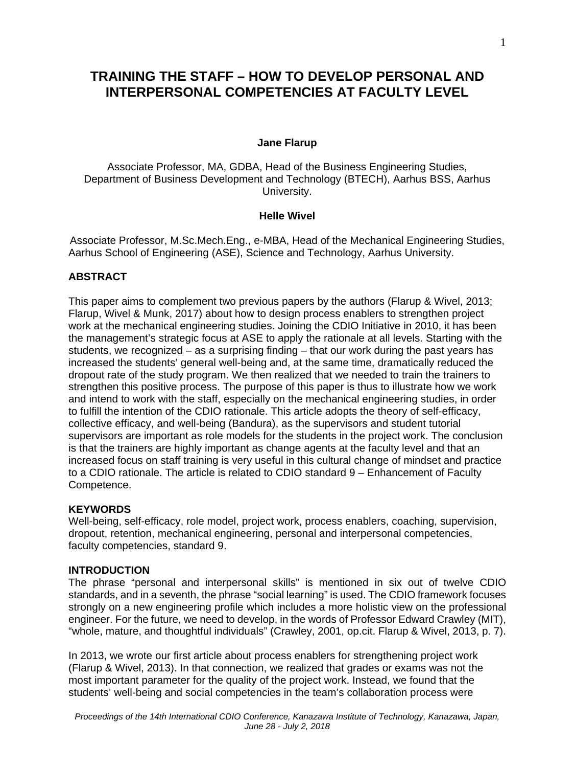# TRAINING THE STAFF – HOW TO DEVELOP PERSONAL AND INTERPERSONAL COMPETENCIES AT FACULTY LEVEL

**Jane Flarup**

Associate Professor, MA, GDBA, Head of the Business Engineering Studies, Department of Business Development and Technology (BTECH), Aarhus BSS, Aarhus University.

**Helle Wivel**

Associate Professor, M.Sc.Mech.Eng., e-MBA, Head of the Mechanical Engineering Studies, Aarhus School of Engineering (ASE), Science and Technology, Aarhus University.

## ABSTRACT

This paper aims to complement two previous papers by the authors (Flarup & Wivel, 2013; Flarup, Wivel & Munk, 2017) about how to design process enablers to strengthen project work at the mechanical engineering studies. Joining the CDIO Initiative in 2010, it has been the management's strategic focus at ASE to apply the rationale at all levels. Starting with the students, we recognized – as a surprising finding – that our work during the past years has increased the students' general well-being and, at the same time, dramatically reduced the dropout rate of the study program. We then realized that we needed to train the trainers to strengthen this positive process. The purpose of this paper is thus to illustrate how we work and intend to work with the staff, especially on the mechanical engineering studies, in order to fulfill the intention of the CDIO rationale. This article adopts the theory of self-efficacy, collective efficacy, and well-being (Bandura), as the supervisors and student tutorial supervisors are important as role models for the students in the project work. The conclusion is that the trainers are highly important as change agents at the faculty level and that an increased focus on staff training is very useful in this cultural change of mindset and practice to a CDIO rationale. The article is related to CDIO standard 9 – Enhancement of Faculty Competence.

## KEYWORDS

Well-being, self-efficacy, role model, project work, process enablers, coaching, supervision, dropout, retention, mechanical engineering, personal and interpersonal competencies, faculty competencies, standard 9.

## INTRODUCTION

The phrase "personal and interpersonal skills" is mentioned in six out of twelve CDIO standards, and in a seventh, the phrase "social learning" is used. The CDIO framework focuses strongly on a new engineering profile which includes a more holistic view on the professional engineer. For the future, we need to develop, in the words of Professor Edward Crawley (MIT), "whole, mature, and thoughtful individuals" (Crawley, 2001, op.cit. Flarup & Wivel, 2013, p. 7).

In 2013, we wrote our first article about process enablers for strengthening project work (Flarup & Wivel, 2013). In that connection, we realized that grades or exams was not the most important parameter for the quality of the project work. Instead, we found that the students' well-being and social competencies in the team's collaboration process were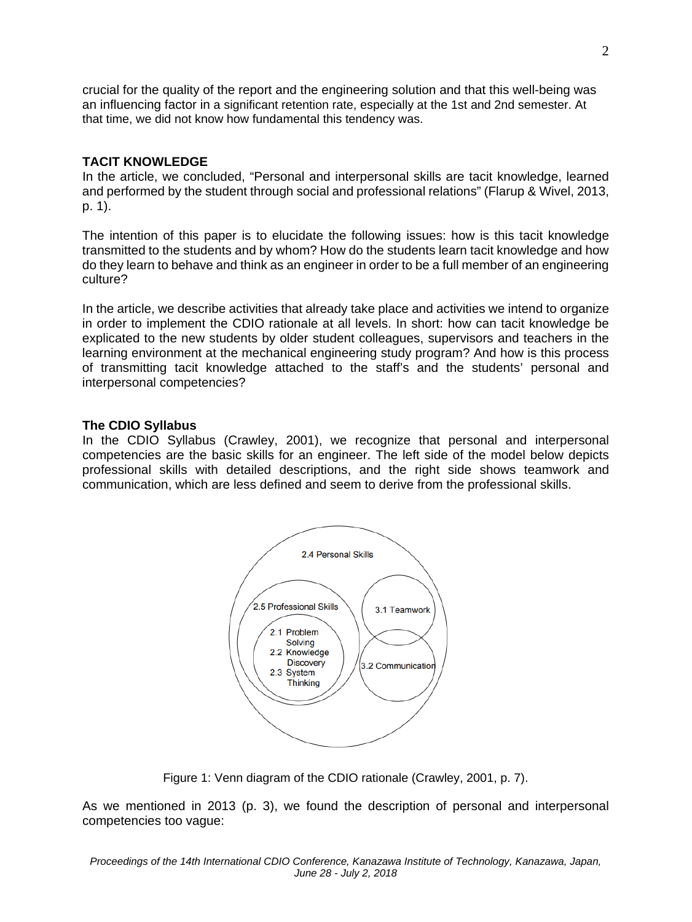crucial for the quality of the report and the engineering solution and that this well-being was an influencing factor in a significant retention rate, especially at the 1st and 2nd semester. At that time, we did not know how fundamental this tendency was.

## TACIT KNOWLEDGE

In the article, we concluded, "Personal and interpersonal skills are tacit knowledge, learned and performed by the student through social and professional relations" (Flarup & Wivel, 2013, p. 1).

The intention of this paper is to elucidate the following issues: how is this tacit knowledge transmitted to the students and by whom? How do the students learn tacit knowledge and how do they learn to behave and think as an engineer in order to be a full member of an engineering culture?

In the article, we describe activities that already take place and activities we intend to organize in order to implement the CDIO rationale at all levels. In short: how can tacit knowledge be explicated to the new students by older student colleagues, supervisors and teachers in the learning environment at the mechanical engineering study program? And how is this process of transmitting tacit knowledge attached to the staff's and the students' personal and interpersonal competencies?

### The CDIO Syllabus

In the CDIO Syllabus (Crawley, 2001), we recognize that personal and interpersonal competencies are the basic skills for an engineer. The left side of the model below depicts professional skills with detailed descriptions, and the right side shows teamwork and communication, which are less defined and seem to derive from the professional skills.

2.4 Personal Skills

2.5 Professional Skills

2.1 Problem Solving
2.2 Knowledge Discovery
2.3 System Thinking

3.1 Teamwork

3.2 Communication

Figure 1: Venn diagram of the CDIO rationale (Crawley, 2001, p. 7).

As we mentioned in 2013 (p. 3), we found the description of personal and interpersonal competencies too vague: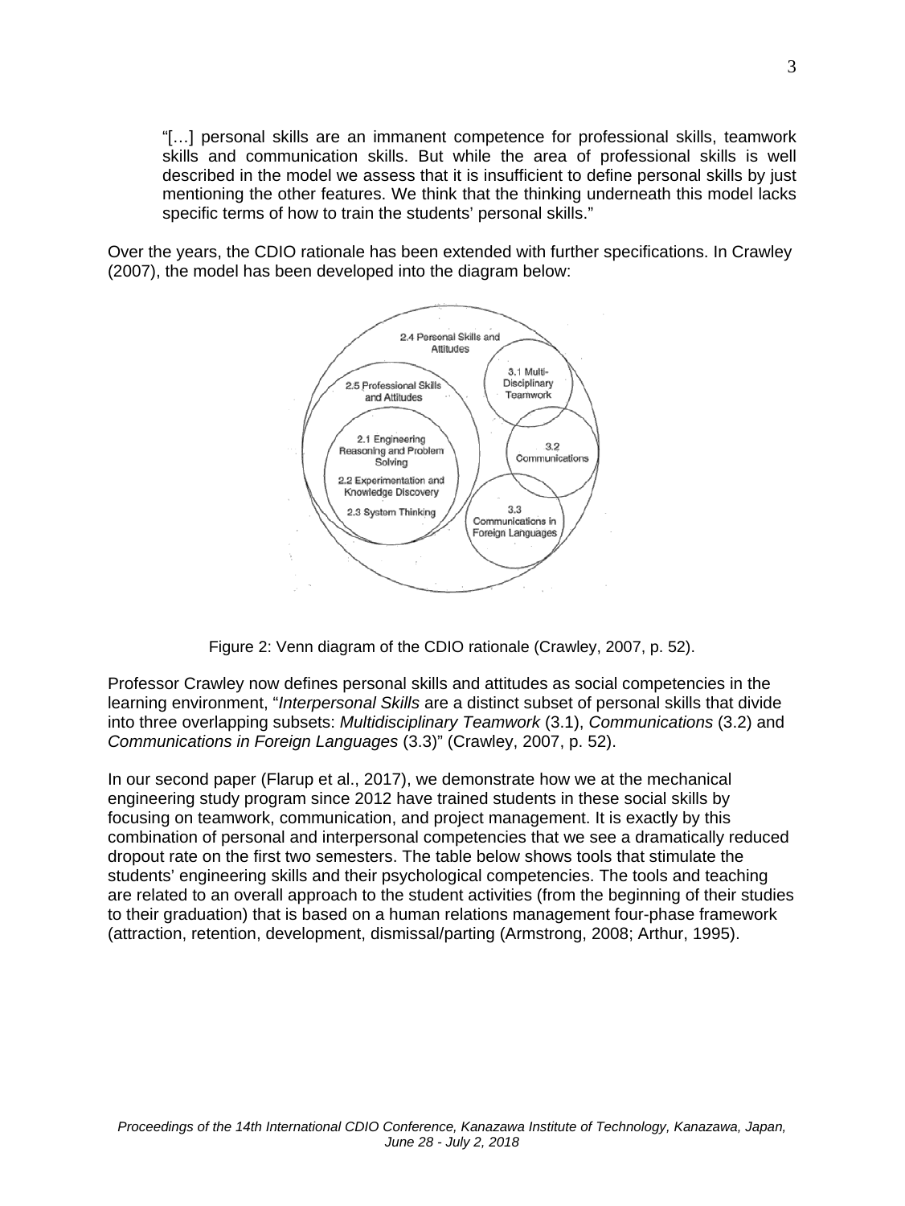> "[…] personal skills are an immanent competence for professional skills, teamwork skills and communication skills. But while the area of professional skills is well described in the model we assess that it is insufficient to define personal skills by just mentioning the other features. We think that the thinking underneath this model lacks specific terms of how to train the students' personal skills."

Over the years, the CDIO rationale has been extended with further specifications. In Crawley (2007), the model has been developed into the diagram below:

Figure 2: Venn diagram of the CDIO rationale (Crawley, 2007, p. 52).

Professor Crawley now defines personal skills and attitudes as social competencies in the learning environment, "*Interpersonal Skills* are a distinct subset of personal skills that divide into three overlapping subsets: *Multidisciplinary Teamwork* (3.1), *Communications* (3.2) and *Communications in Foreign Languages* (3.3)" (Crawley, 2007, p. 52).

In our second paper (Flarup et al., 2017), we demonstrate how we at the mechanical engineering study program since 2012 have trained students in these social skills by focusing on teamwork, communication, and project management. It is exactly by this combination of personal and interpersonal competencies that we see a dramatically reduced dropout rate on the first two semesters. The table below shows tools that stimulate the students' engineering skills and their psychological competencies. The tools and teaching are related to an overall approach to the student activities (from the beginning of their studies to their graduation) that is based on a human relations management four-phase framework (attraction, retention, development, dismissal/parting (Armstrong, 2008; Arthur, 1995).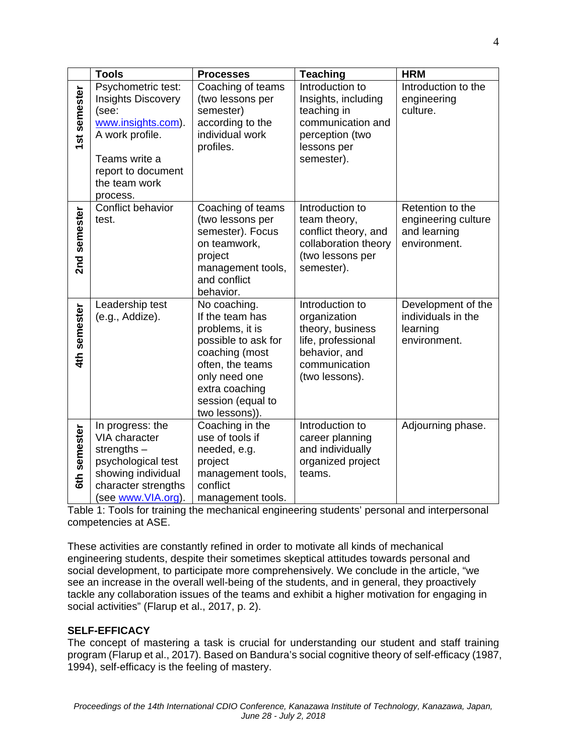| | Tools | Processes | Teaching | HRM |
|---|---|---|---|---|
| 1st semester | Psychometric test: Insights Discovery (see: www.insights.com). A work profile.<br><br>Teams write a report to document the team work process. | Coaching of teams (two lessons per semester) according to the individual work profiles. | Introduction to Insights, including teaching in communication and perception (two lessons per semester). | Introduction to the engineering culture. |
| 2nd semester | Conflict behavior test. | Coaching of teams (two lessons per semester). Focus on teamwork, project management tools, and conflict behavior. | Introduction to team theory, conflict theory, and collaboration theory (two lessons per semester). | Retention to the engineering culture and learning environment. |
| 4th semester | Leadership test (e.g., Addize). | No coaching. If the team has problems, it is possible to ask for coaching (most often, the teams only need one extra coaching session (equal to two lessons)). | Introduction to organization theory, business life, professional behavior, and communication (two lessons). | Development of the individuals in the learning environment. |
| 6th semester | In progress: the VIA character strengths – psychological test showing individual character strengths (see www.VIA.org). | Coaching in the use of tools if needed, e.g. project management tools, conflict management tools. | Introduction to career planning and individually organized project teams. | Adjourning phase. |

Table 1: Tools for training the mechanical engineering students' personal and interpersonal competencies at ASE.

These activities are constantly refined in order to motivate all kinds of mechanical engineering students, despite their sometimes skeptical attitudes towards personal and social development, to participate more comprehensively. We conclude in the article, "we see an increase in the overall well-being of the students, and in general, they proactively tackle any collaboration issues of the teams and exhibit a higher motivation for engaging in social activities" (Flarup et al., 2017, p. 2).

## SELF-EFFICACY

The concept of mastering a task is crucial for understanding our student and staff training program (Flarup et al., 2017). Based on Bandura's social cognitive theory of self-efficacy (1987, 1994), self-efficacy is the feeling of mastery.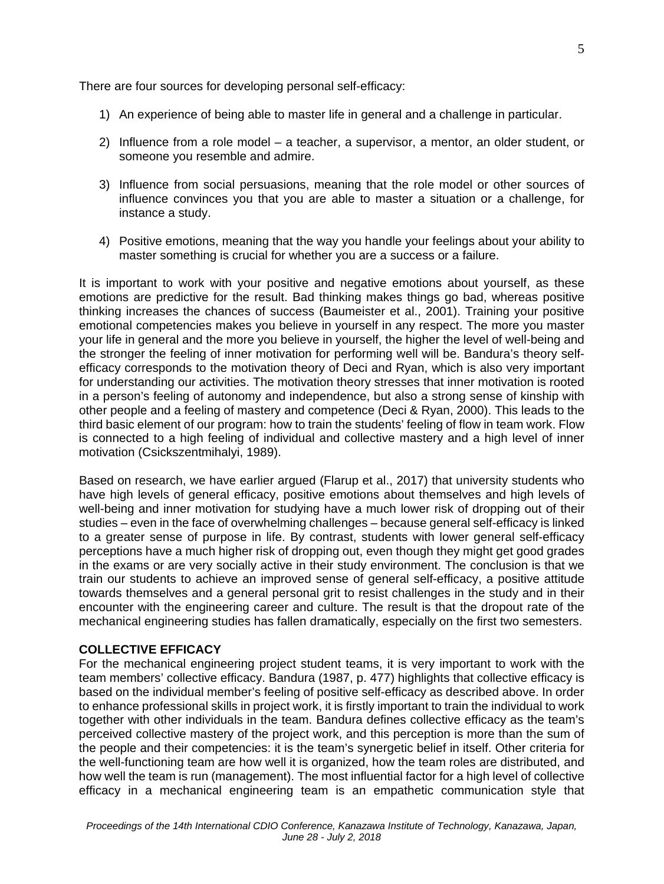There are four sources for developing personal self-efficacy:

1) An experience of being able to master life in general and a challenge in particular.

2) Influence from a role model – a teacher, a supervisor, a mentor, an older student, or someone you resemble and admire.

3) Influence from social persuasions, meaning that the role model or other sources of influence convinces you that you are able to master a situation or a challenge, for instance a study.

4) Positive emotions, meaning that the way you handle your feelings about your ability to master something is crucial for whether you are a success or a failure.

It is important to work with your positive and negative emotions about yourself, as these emotions are predictive for the result. Bad thinking makes things go bad, whereas positive thinking increases the chances of success (Baumeister et al., 2001). Training your positive emotional competencies makes you believe in yourself in any respect. The more you master your life in general and the more you believe in yourself, the higher the level of well-being and the stronger the feeling of inner motivation for performing well will be. Bandura's theory self-efficacy corresponds to the motivation theory of Deci and Ryan, which is also very important for understanding our activities. The motivation theory stresses that inner motivation is rooted in a person's feeling of autonomy and independence, but also a strong sense of kinship with other people and a feeling of mastery and competence (Deci & Ryan, 2000). This leads to the third basic element of our program: how to train the students' feeling of flow in team work. Flow is connected to a high feeling of individual and collective mastery and a high level of inner motivation (Csickszentmihalyi, 1989).

Based on research, we have earlier argued (Flarup et al., 2017) that university students who have high levels of general efficacy, positive emotions about themselves and high levels of well-being and inner motivation for studying have a much lower risk of dropping out of their studies – even in the face of overwhelming challenges – because general self-efficacy is linked to a greater sense of purpose in life. By contrast, students with lower general self-efficacy perceptions have a much higher risk of dropping out, even though they might get good grades in the exams or are very socially active in their study environment. The conclusion is that we train our students to achieve an improved sense of general self-efficacy, a positive attitude towards themselves and a general personal grit to resist challenges in the study and in their encounter with the engineering career and culture. The result is that the dropout rate of the mechanical engineering studies has fallen dramatically, especially on the first two semesters.

## COLLECTIVE EFFICACY

For the mechanical engineering project student teams, it is very important to work with the team members' collective efficacy. Bandura (1987, p. 477) highlights that collective efficacy is based on the individual member's feeling of positive self-efficacy as described above. In order to enhance professional skills in project work, it is firstly important to train the individual to work together with other individuals in the team. Bandura defines collective efficacy as the team's perceived collective mastery of the project work, and this perception is more than the sum of the people and their competencies: it is the team's synergetic belief in itself. Other criteria for the well-functioning team are how well it is organized, how the team roles are distributed, and how well the team is run (management). The most influential factor for a high level of collective efficacy in a mechanical engineering team is an empathetic communication style that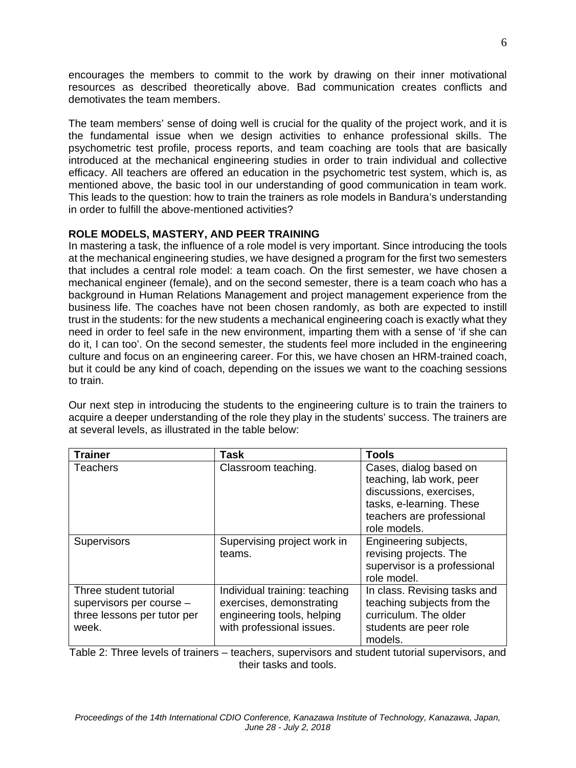encourages the members to commit to the work by drawing on their inner motivational resources as described theoretically above. Bad communication creates conflicts and demotivates the team members.

The team members' sense of doing well is crucial for the quality of the project work, and it is the fundamental issue when we design activities to enhance professional skills. The psychometric test profile, process reports, and team coaching are tools that are basically introduced at the mechanical engineering studies in order to train individual and collective efficacy. All teachers are offered an education in the psychometric test system, which is, as mentioned above, the basic tool in our understanding of good communication in team work. This leads to the question: how to train the trainers as role models in Bandura's understanding in order to fulfill the above-mentioned activities?

## ROLE MODELS, MASTERY, AND PEER TRAINING

In mastering a task, the influence of a role model is very important. Since introducing the tools at the mechanical engineering studies, we have designed a program for the first two semesters that includes a central role model: a team coach. On the first semester, we have chosen a mechanical engineer (female), and on the second semester, there is a team coach who has a background in Human Relations Management and project management experience from the business life. The coaches have not been chosen randomly, as both are expected to instill trust in the students: for the new students a mechanical engineering coach is exactly what they need in order to feel safe in the new environment, imparting them with a sense of 'if she can do it, I can too'. On the second semester, the students feel more included in the engineering culture and focus on an engineering career. For this, we have chosen an HRM-trained coach, but it could be any kind of coach, depending on the issues we want to the coaching sessions to train.

Our next step in introducing the students to the engineering culture is to train the trainers to acquire a deeper understanding of the role they play in the students' success. The trainers are at several levels, as illustrated in the table below:

| Trainer | Task | Tools |
|---|---|---|
| Teachers | Classroom teaching. | Cases, dialog based on teaching, lab work, peer discussions, exercises, tasks, e-learning. These teachers are professional role models. |
| Supervisors | Supervising project work in teams. | Engineering subjects, revising projects. The supervisor is a professional role model. |
| Three student tutorial supervisors per course – three lessons per tutor per week. | Individual training: teaching exercises, demonstrating engineering tools, helping with professional issues. | In class. Revising tasks and teaching subjects from the curriculum. The older students are peer role models. |

Table 2: Three levels of trainers – teachers, supervisors and student tutorial supervisors, and their tasks and tools.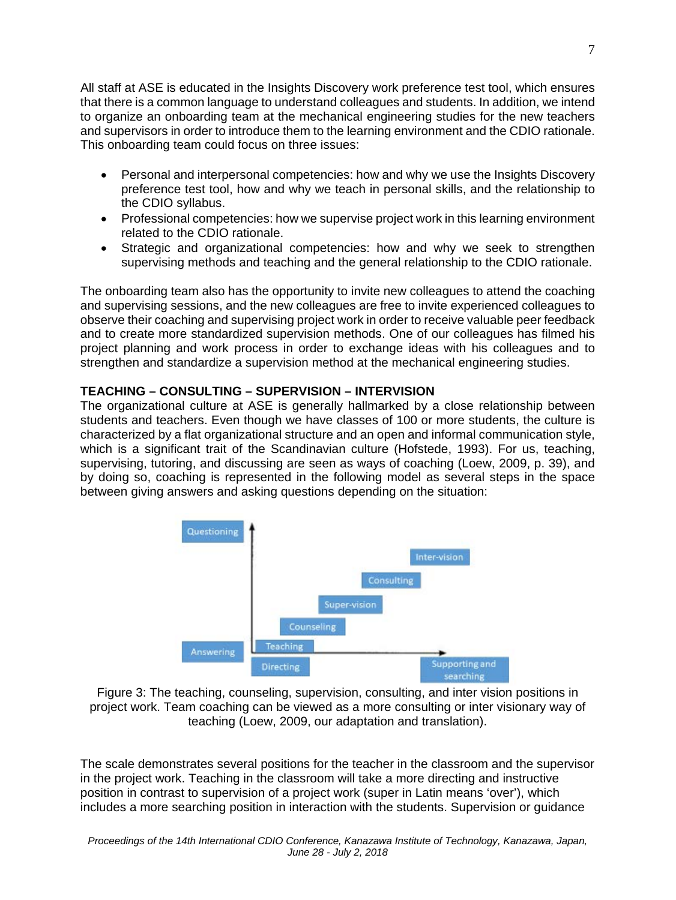All staff at ASE is educated in the Insights Discovery work preference test tool, which ensures that there is a common language to understand colleagues and students. In addition, we intend to organize an onboarding team at the mechanical engineering studies for the new teachers and supervisors in order to introduce them to the learning environment and the CDIO rationale. This onboarding team could focus on three issues:

- Personal and interpersonal competencies: how and why we use the Insights Discovery preference test tool, how and why we teach in personal skills, and the relationship to the CDIO syllabus.
- Professional competencies: how we supervise project work in this learning environment related to the CDIO rationale.
- Strategic and organizational competencies: how and why we seek to strengthen supervising methods and teaching and the general relationship to the CDIO rationale.

The onboarding team also has the opportunity to invite new colleagues to attend the coaching and supervising sessions, and the new colleagues are free to invite experienced colleagues to observe their coaching and supervising project work in order to receive valuable peer feedback and to create more standardized supervision methods. One of our colleagues has filmed his project planning and work process in order to exchange ideas with his colleagues and to strengthen and standardize a supervision method at the mechanical engineering studies.

**TEACHING – CONSULTING – SUPERVISION – INTERVISION**

The organizational culture at ASE is generally hallmarked by a close relationship between students and teachers. Even though we have classes of 100 or more students, the culture is characterized by a flat organizational structure and an open and informal communication style, which is a significant trait of the Scandinavian culture (Hofstede, 1993). For us, teaching, supervising, tutoring, and discussing are seen as ways of coaching (Loew, 2009, p. 39), and by doing so, coaching is represented in the following model as several steps in the space between giving answers and asking questions depending on the situation:

Questioning | Answering | Directing | Teaching | Counseling | Super-vision | Consulting | Inter-vision | Supporting and searching

Figure 3: The teaching, counseling, supervision, consulting, and inter vision positions in project work. Team coaching can be viewed as a more consulting or inter visionary way of teaching (Loew, 2009, our adaptation and translation).

The scale demonstrates several positions for the teacher in the classroom and the supervisor in the project work. Teaching in the classroom will take a more directing and instructive position in contrast to supervision of a project work (super in Latin means 'over'), which includes a more searching position in interaction with the students. Supervision or guidance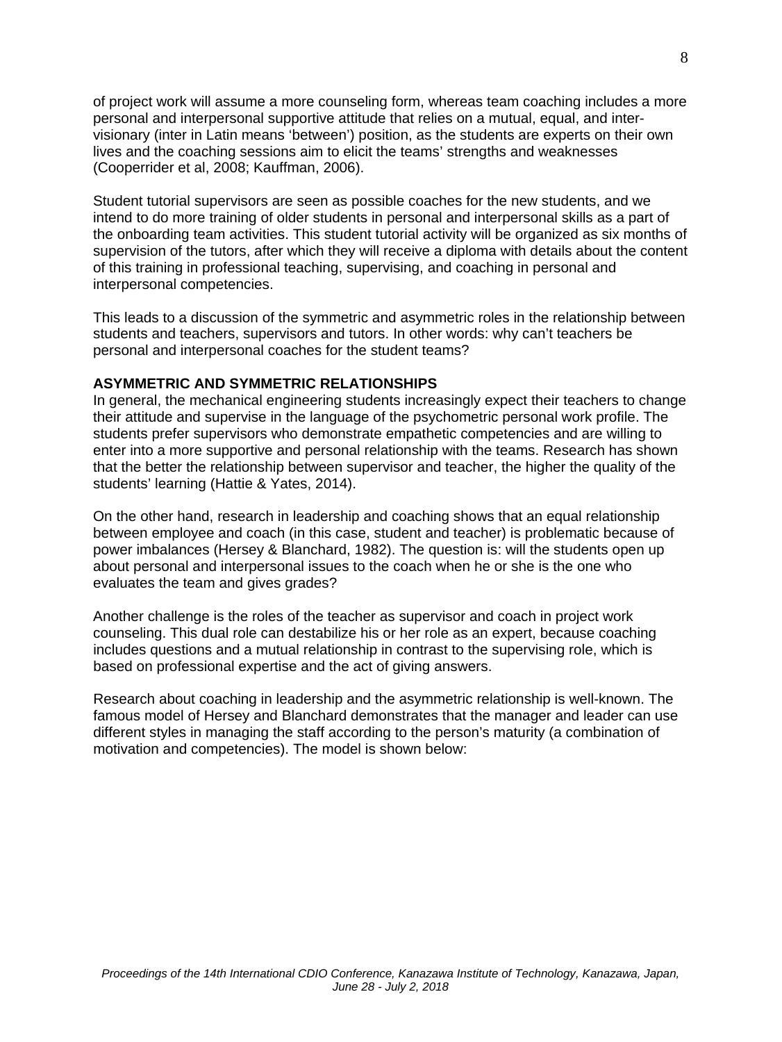of project work will assume a more counseling form, whereas team coaching includes a more personal and interpersonal supportive attitude that relies on a mutual, equal, and inter-visionary (inter in Latin means 'between') position, as the students are experts on their own lives and the coaching sessions aim to elicit the teams' strengths and weaknesses (Cooperrider et al, 2008; Kauffman, 2006).

Student tutorial supervisors are seen as possible coaches for the new students, and we intend to do more training of older students in personal and interpersonal skills as a part of the onboarding team activities. This student tutorial activity will be organized as six months of supervision of the tutors, after which they will receive a diploma with details about the content of this training in professional teaching, supervising, and coaching in personal and interpersonal competencies.

This leads to a discussion of the symmetric and asymmetric roles in the relationship between students and teachers, supervisors and tutors. In other words: why can't teachers be personal and interpersonal coaches for the student teams?

## ASYMMETRIC AND SYMMETRIC RELATIONSHIPS

In general, the mechanical engineering students increasingly expect their teachers to change their attitude and supervise in the language of the psychometric personal work profile. The students prefer supervisors who demonstrate empathetic competencies and are willing to enter into a more supportive and personal relationship with the teams. Research has shown that the better the relationship between supervisor and teacher, the higher the quality of the students' learning (Hattie & Yates, 2014).

On the other hand, research in leadership and coaching shows that an equal relationship between employee and coach (in this case, student and teacher) is problematic because of power imbalances (Hersey & Blanchard, 1982). The question is: will the students open up about personal and interpersonal issues to the coach when he or she is the one who evaluates the team and gives grades?

Another challenge is the roles of the teacher as supervisor and coach in project work counseling. This dual role can destabilize his or her role as an expert, because coaching includes questions and a mutual relationship in contrast to the supervising role, which is based on professional expertise and the act of giving answers.

Research about coaching in leadership and the asymmetric relationship is well-known. The famous model of Hersey and Blanchard demonstrates that the manager and leader can use different styles in managing the staff according to the person's maturity (a combination of motivation and competencies). The model is shown below: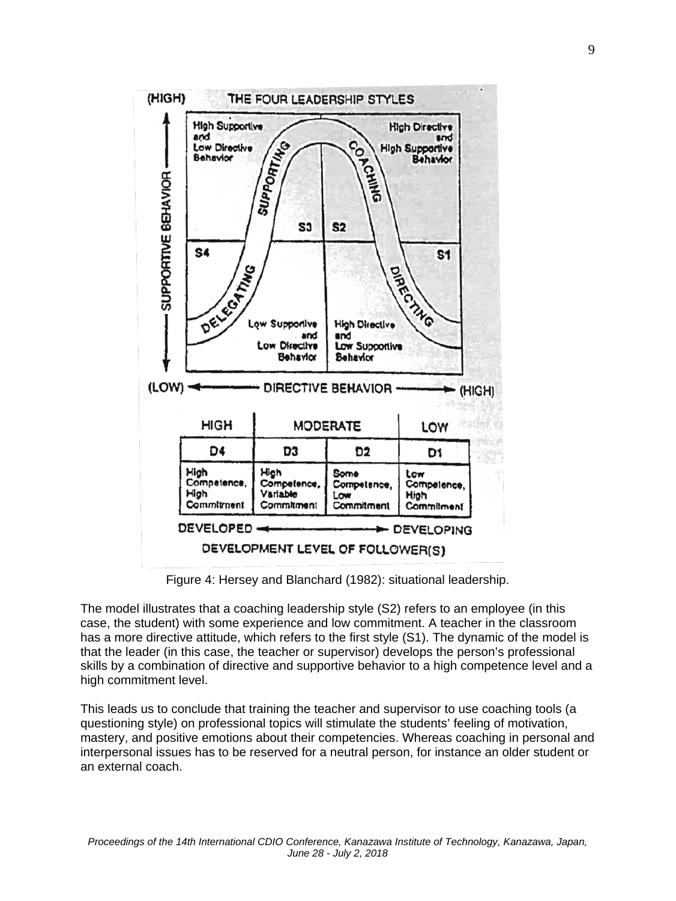Figure 4: Hersey and Blanchard (1982): situational leadership.

The model illustrates that a coaching leadership style (S2) refers to an employee (in this case, the student) with some experience and low commitment. A teacher in the classroom has a more directive attitude, which refers to the first style (S1). The dynamic of the model is that the leader (in this case, the teacher or supervisor) develops the person's professional skills by a combination of directive and supportive behavior to a high competence level and a high commitment level.

This leads us to conclude that training the teacher and supervisor to use coaching tools (a questioning style) on professional topics will stimulate the students' feeling of motivation, mastery, and positive emotions about their competencies. Whereas coaching in personal and interpersonal issues has to be reserved for a neutral person, for instance an older student or an external coach.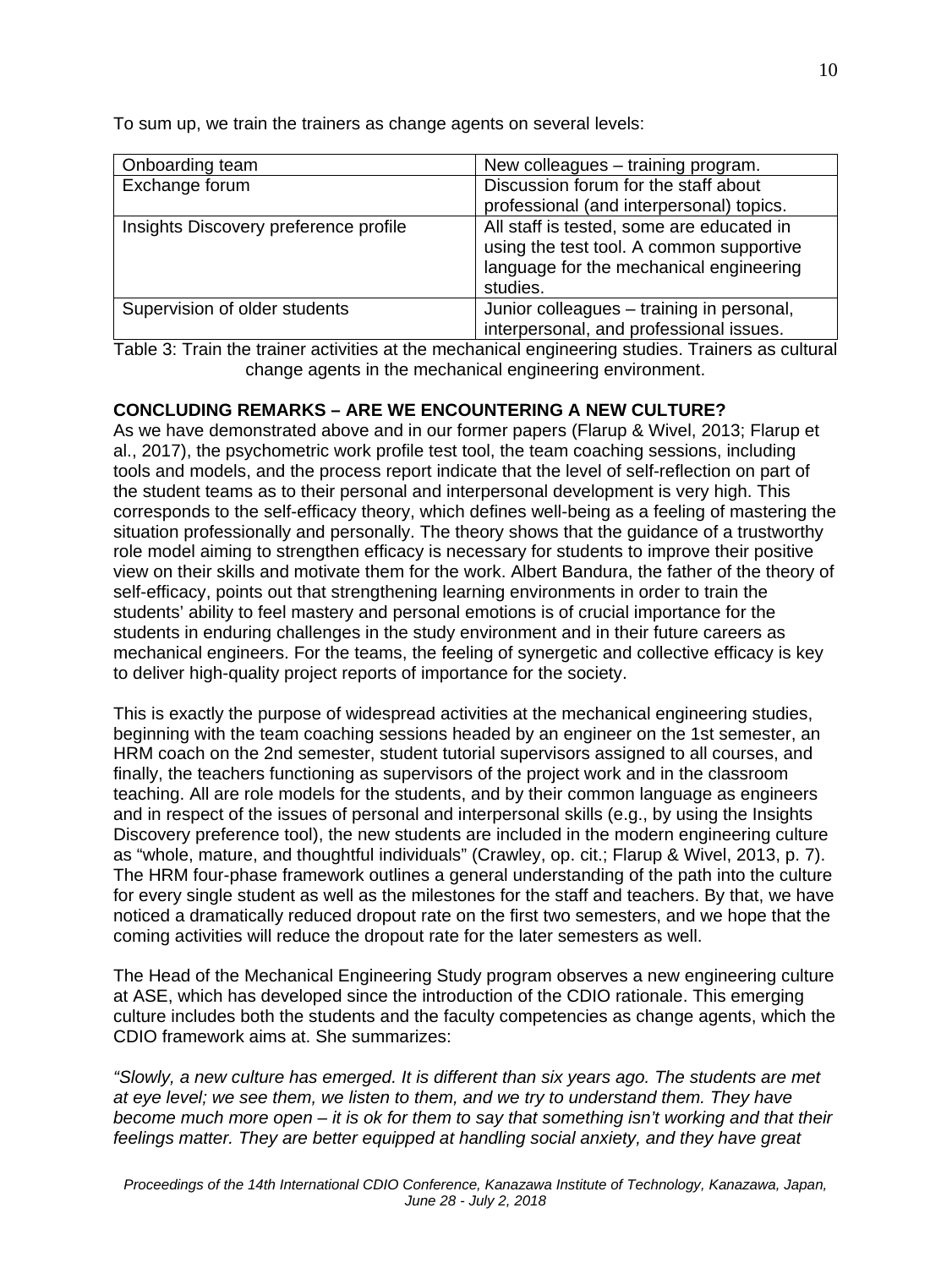To sum up, we train the trainers as change agents on several levels:

| Onboarding team | New colleagues – training program. |
|---|---|
| Exchange forum | Discussion forum for the staff about professional (and interpersonal) topics. |
| Insights Discovery preference profile | All staff is tested, some are educated in using the test tool. A common supportive language for the mechanical engineering studies. |
| Supervision of older students | Junior colleagues – training in personal, interpersonal, and professional issues. |

Table 3: Train the trainer activities at the mechanical engineering studies. Trainers as cultural change agents in the mechanical engineering environment.

## CONCLUDING REMARKS – ARE WE ENCOUNTERING A NEW CULTURE?

As we have demonstrated above and in our former papers (Flarup & Wivel, 2013; Flarup et al., 2017), the psychometric work profile test tool, the team coaching sessions, including tools and models, and the process report indicate that the level of self-reflection on part of the student teams as to their personal and interpersonal development is very high. This corresponds to the self-efficacy theory, which defines well-being as a feeling of mastering the situation professionally and personally. The theory shows that the guidance of a trustworthy role model aiming to strengthen efficacy is necessary for students to improve their positive view on their skills and motivate them for the work. Albert Bandura, the father of the theory of self-efficacy, points out that strengthening learning environments in order to train the students' ability to feel mastery and personal emotions is of crucial importance for the students in enduring challenges in the study environment and in their future careers as mechanical engineers. For the teams, the feeling of synergetic and collective efficacy is key to deliver high-quality project reports of importance for the society.

This is exactly the purpose of widespread activities at the mechanical engineering studies, beginning with the team coaching sessions headed by an engineer on the 1st semester, an HRM coach on the 2nd semester, student tutorial supervisors assigned to all courses, and finally, the teachers functioning as supervisors of the project work and in the classroom teaching. All are role models for the students, and by their common language as engineers and in respect of the issues of personal and interpersonal skills (e.g., by using the Insights Discovery preference tool), the new students are included in the modern engineering culture as "whole, mature, and thoughtful individuals" (Crawley, op. cit.; Flarup & Wivel, 2013, p. 7). The HRM four-phase framework outlines a general understanding of the path into the culture for every single student as well as the milestones for the staff and teachers. By that, we have noticed a dramatically reduced dropout rate on the first two semesters, and we hope that the coming activities will reduce the dropout rate for the later semesters as well.

The Head of the Mechanical Engineering Study program observes a new engineering culture at ASE, which has developed since the introduction of the CDIO rationale. This emerging culture includes both the students and the faculty competencies as change agents, which the CDIO framework aims at. She summarizes:

*"Slowly, a new culture has emerged. It is different than six years ago. The students are met at eye level; we see them, we listen to them, and we try to understand them. They have become much more open – it is ok for them to say that something isn't working and that their feelings matter. They are better equipped at handling social anxiety, and they have great*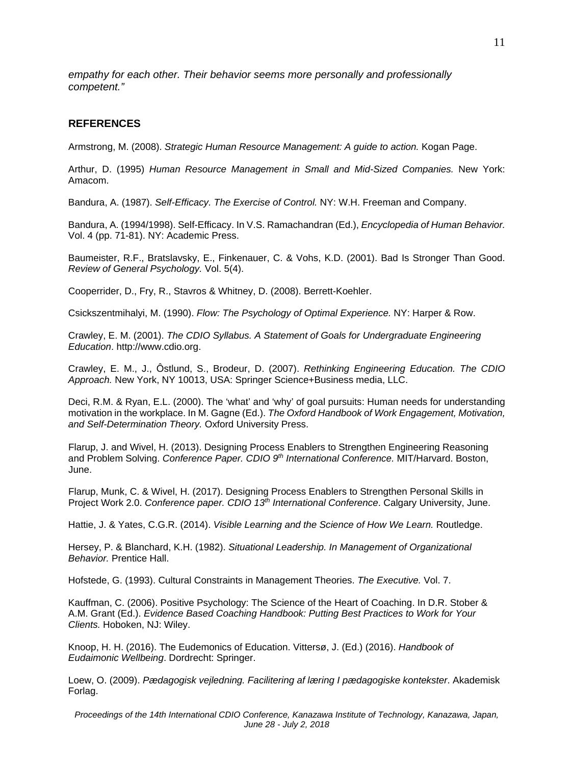*empathy for each other. Their behavior seems more personally and professionally competent."*

## REFERENCES

Armstrong, M. (2008). *Strategic Human Resource Management: A guide to action.* Kogan Page.

Arthur, D. (1995) *Human Resource Management in Small and Mid-Sized Companies.* New York: Amacom.

Bandura, A. (1987). *Self-Efficacy. The Exercise of Control.* NY: W.H. Freeman and Company.

Bandura, A. (1994/1998). Self-Efficacy. In V.S. Ramachandran (Ed.), *Encyclopedia of Human Behavior.* Vol. 4 (pp. 71-81). NY: Academic Press.

Baumeister, R.F., Bratslavsky, E., Finkenauer, C. & Vohs, K.D. (2001). Bad Is Stronger Than Good. *Review of General Psychology.* Vol. 5(4).

Cooperrider, D., Fry, R., Stavros & Whitney, D. (2008). Berrett-Koehler.

Csickszentmihalyi, M. (1990). *Flow: The Psychology of Optimal Experience.* NY: Harper & Row.

Crawley, E. M. (2001). *The CDIO Syllabus. A Statement of Goals for Undergraduate Engineering Education*. http://www.cdio.org.

Crawley, E. M., J., Ôstlund, S., Brodeur, D. (2007). *Rethinking Engineering Education. The CDIO Approach.* New York, NY 10013, USA: Springer Science+Business media, LLC.

Deci, R.M. & Ryan, E.L. (2000). The 'what' and 'why' of goal pursuits: Human needs for understanding motivation in the workplace. In M. Gagne (Ed.). *The Oxford Handbook of Work Engagement, Motivation, and Self-Determination Theory.* Oxford University Press.

Flarup, J. and Wivel, H. (2013). Designing Process Enablers to Strengthen Engineering Reasoning and Problem Solving. *Conference Paper. CDIO 9th International Conference.* MIT/Harvard. Boston, June.

Flarup, Munk, C. & Wivel, H. (2017). Designing Process Enablers to Strengthen Personal Skills in Project Work 2.0. *Conference paper. CDIO 13th International Conference*. Calgary University, June.

Hattie, J. & Yates, C.G.R. (2014). *Visible Learning and the Science of How We Learn.* Routledge.

Hersey, P. & Blanchard, K.H. (1982). *Situational Leadership. In Management of Organizational Behavior.* Prentice Hall.

Hofstede, G. (1993). Cultural Constraints in Management Theories. *The Executive.* Vol. 7.

Kauffman, C. (2006). Positive Psychology: The Science of the Heart of Coaching. In D.R. Stober & A.M. Grant (Ed.). *Evidence Based Coaching Handbook: Putting Best Practices to Work for Your Clients.* Hoboken, NJ: Wiley.

Knoop, H. H. (2016). The Eudemonics of Education. Vittersø, J. (Ed.) (2016). *Handbook of Eudaimonic Wellbeing*. Dordrecht: Springer.

Loew, O. (2009). *Pædagogisk vejledning. Facilitering af læring I pædagogiske kontekster*. Akademisk Forlag.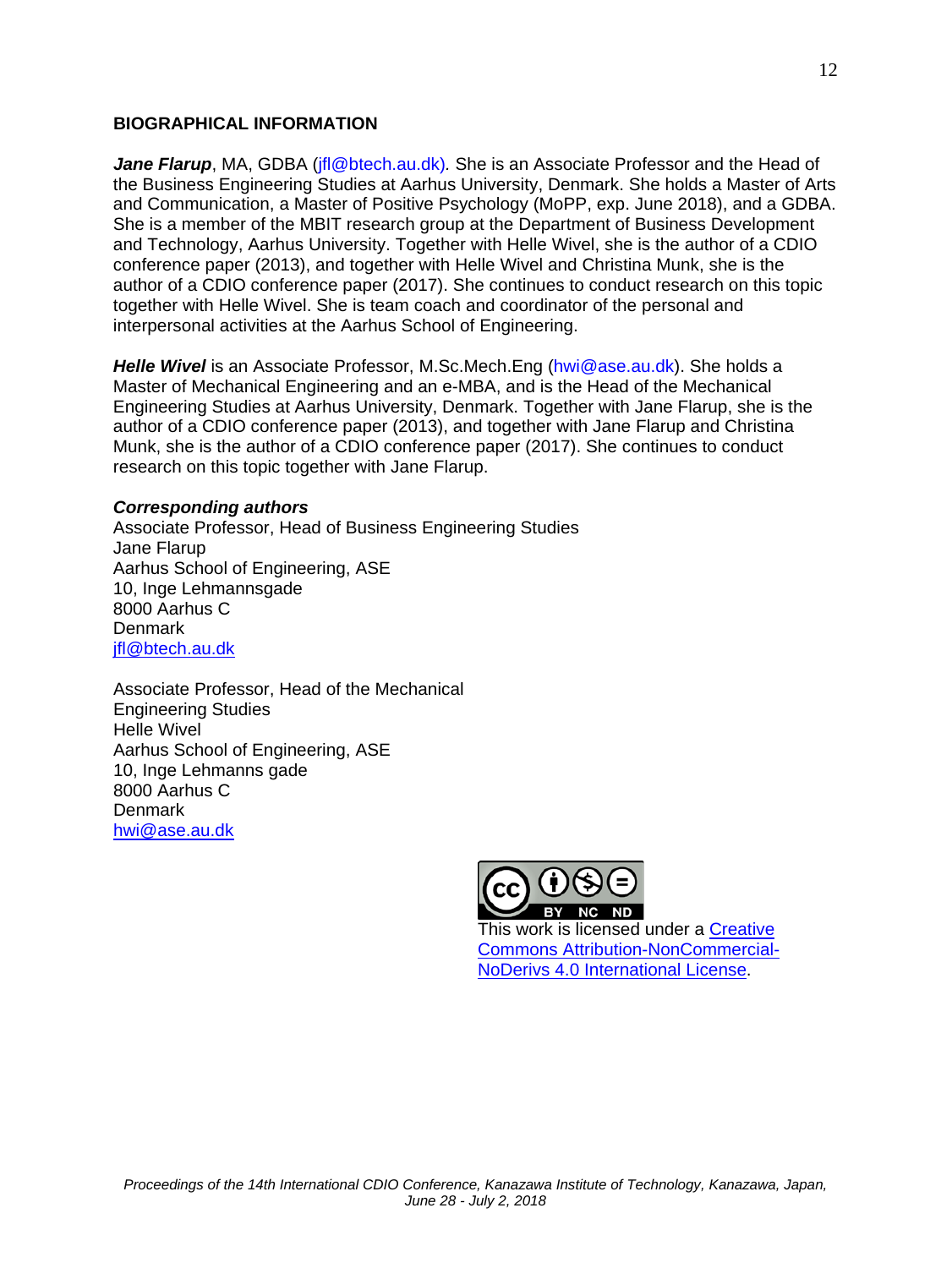## BIOGRAPHICAL INFORMATION

***Jane Flarup***, MA, GDBA (jfl@btech.au.dk). She is an Associate Professor and the Head of the Business Engineering Studies at Aarhus University, Denmark. She holds a Master of Arts and Communication, a Master of Positive Psychology (MoPP, exp. June 2018), and a GDBA. She is a member of the MBIT research group at the Department of Business Development and Technology, Aarhus University. Together with Helle Wivel, she is the author of a CDIO conference paper (2013), and together with Helle Wivel and Christina Munk, she is the author of a CDIO conference paper (2017). She continues to conduct research on this topic together with Helle Wivel. She is team coach and coordinator of the personal and interpersonal activities at the Aarhus School of Engineering.

***Helle Wivel*** is an Associate Professor, M.Sc.Mech.Eng (hwi@ase.au.dk). She holds a Master of Mechanical Engineering and an e-MBA, and is the Head of the Mechanical Engineering Studies at Aarhus University, Denmark. Together with Jane Flarup, she is the author of a CDIO conference paper (2013), and together with Jane Flarup and Christina Munk, she is the author of a CDIO conference paper (2017). She continues to conduct research on this topic together with Jane Flarup.

***Corresponding authors***

Associate Professor, Head of Business Engineering Studies
Jane Flarup
Aarhus School of Engineering, ASE
10, Inge Lehmannsgade
8000 Aarhus C
Denmark
jfl@btech.au.dk

Associate Professor, Head of the Mechanical Engineering Studies
Helle Wivel
Aarhus School of Engineering, ASE
10, Inge Lehmanns gade
8000 Aarhus C
Denmark
hwi@ase.au.dk

This work is licensed under a Creative Commons Attribution-NonCommercial-NoDerivs 4.0 International License.